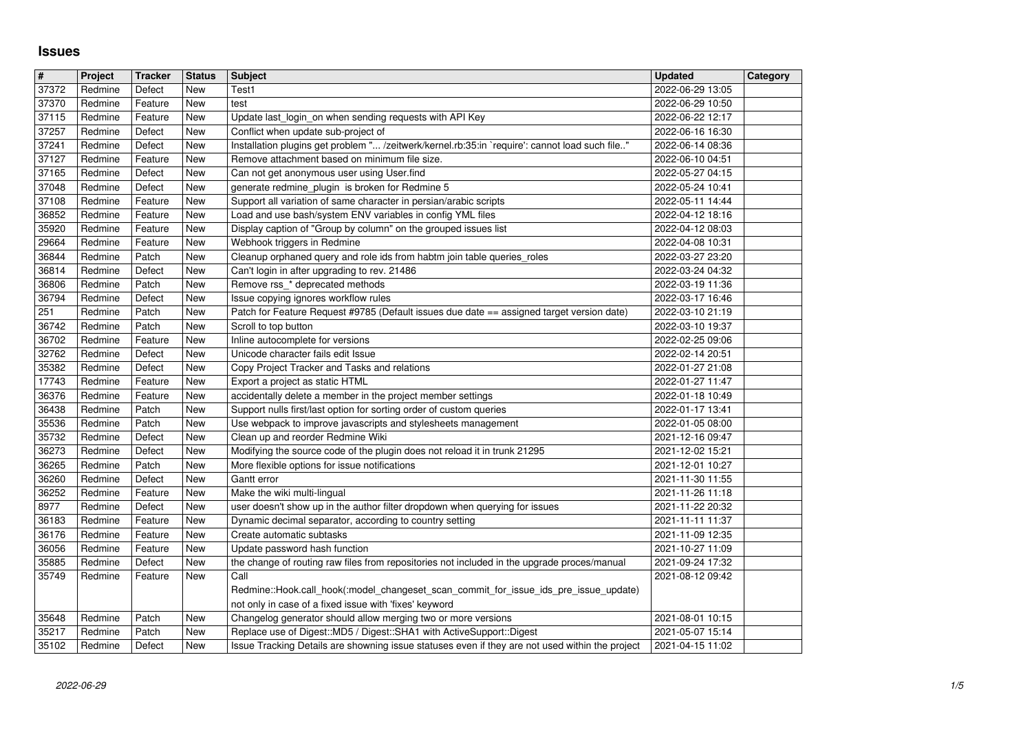# Issues

| # | Project | Tracker | Status | Subject | Updated | Category |
|---|---|---|---|---|---|---|
| 37372 | Redmine | Defect | New | Test1 | 2022-06-29 13:05 | |
| 37370 | Redmine | Feature | New | test | 2022-06-29 10:50 | |
| 37115 | Redmine | Feature | New | Update last_login_on when sending requests with API Key | 2022-06-22 12:17 | |
| 37257 | Redmine | Defect | New | Conflict when update sub-project of | 2022-06-16 16:30 | |
| 37241 | Redmine | Defect | New | Installation plugins get problem "... /zeitwerk/kernel.rb:35:in `require': cannot load such file.." | 2022-06-14 08:36 | |
| 37127 | Redmine | Feature | New | Remove attachment based on minimum file size. | 2022-06-10 04:51 | |
| 37165 | Redmine | Defect | New | Can not get anonymous user using User.find | 2022-05-27 04:15 | |
| 37048 | Redmine | Defect | New | generate redmine_plugin is broken for Redmine 5 | 2022-05-24 10:41 | |
| 37108 | Redmine | Feature | New | Support all variation of same character in persian/arabic scripts | 2022-05-11 14:44 | |
| 36852 | Redmine | Feature | New | Load and use bash/system ENV variables in config YML files | 2022-04-12 18:16 | |
| 35920 | Redmine | Feature | New | Display caption of "Group by column" on the grouped issues list | 2022-04-12 08:03 | |
| 29664 | Redmine | Feature | New | Webhook triggers in Redmine | 2022-04-08 10:31 | |
| 36844 | Redmine | Patch | New | Cleanup orphaned query and role ids from habtm join table queries_roles | 2022-03-27 23:20 | |
| 36814 | Redmine | Defect | New | Can't login in after upgrading to rev. 21486 | 2022-03-24 04:32 | |
| 36806 | Redmine | Patch | New | Remove rss_* deprecated methods | 2022-03-19 11:36 | |
| 36794 | Redmine | Defect | New | Issue copying ignores workflow rules | 2022-03-17 16:46 | |
| 251 | Redmine | Patch | New | Patch for Feature Request #9785 (Default issues due date == assigned target version date) | 2022-03-10 21:19 | |
| 36742 | Redmine | Patch | New | Scroll to top button | 2022-03-10 19:37 | |
| 36702 | Redmine | Feature | New | Inline autocomplete for versions | 2022-02-25 09:06 | |
| 32762 | Redmine | Defect | New | Unicode character fails edit Issue | 2022-02-14 20:51 | |
| 35382 | Redmine | Defect | New | Copy Project Tracker and Tasks and relations | 2022-01-27 21:08 | |
| 17743 | Redmine | Feature | New | Export a project as static HTML | 2022-01-27 11:47 | |
| 36376 | Redmine | Feature | New | accidentally delete a member in the project member settings | 2022-01-18 10:49 | |
| 36438 | Redmine | Patch | New | Support nulls first/last option for sorting order of custom queries | 2022-01-17 13:41 | |
| 35536 | Redmine | Patch | New | Use webpack to improve javascripts and stylesheets management | 2022-01-05 08:00 | |
| 35732 | Redmine | Defect | New | Clean up and reorder Redmine Wiki | 2021-12-16 09:47 | |
| 36273 | Redmine | Defect | New | Modifying the source code of the plugin does not reload it in trunk 21295 | 2021-12-02 15:21 | |
| 36265 | Redmine | Patch | New | More flexible options for issue notifications | 2021-12-01 10:27 | |
| 36260 | Redmine | Defect | New | Gantt error | 2021-11-30 11:55 | |
| 36252 | Redmine | Feature | New | Make the wiki multi-lingual | 2021-11-26 11:18 | |
| 8977 | Redmine | Defect | New | user doesn't show up in the author filter dropdown when querying for issues | 2021-11-22 20:32 | |
| 36183 | Redmine | Feature | New | Dynamic decimal separator, according to country setting | 2021-11-11 11:37 | |
| 36176 | Redmine | Feature | New | Create automatic subtasks | 2021-11-09 12:35 | |
| 36056 | Redmine | Feature | New | Update password hash function | 2021-10-27 11:09 | |
| 35885 | Redmine | Defect | New | the change of routing raw files from repositories not included in the upgrade proces/manual | 2021-09-24 17:32 | |
| 35749 | Redmine | Feature | New | Call Redmine::Hook.call_hook(:model_changeset_scan_commit_for_issue_ids_pre_issue_update) not only in case of a fixed issue with 'fixes' keyword | 2021-08-12 09:42 | |
| 35648 | Redmine | Patch | New | Changelog generator should allow merging two or more versions | 2021-08-01 10:15 | |
| 35217 | Redmine | Patch | New | Replace use of Digest::MD5 / Digest::SHA1 with ActiveSupport::Digest | 2021-05-07 15:14 | |
| 35102 | Redmine | Defect | New | Issue Tracking Details are showning issue statuses even if they are not used within the project | 2021-04-15 11:02 | |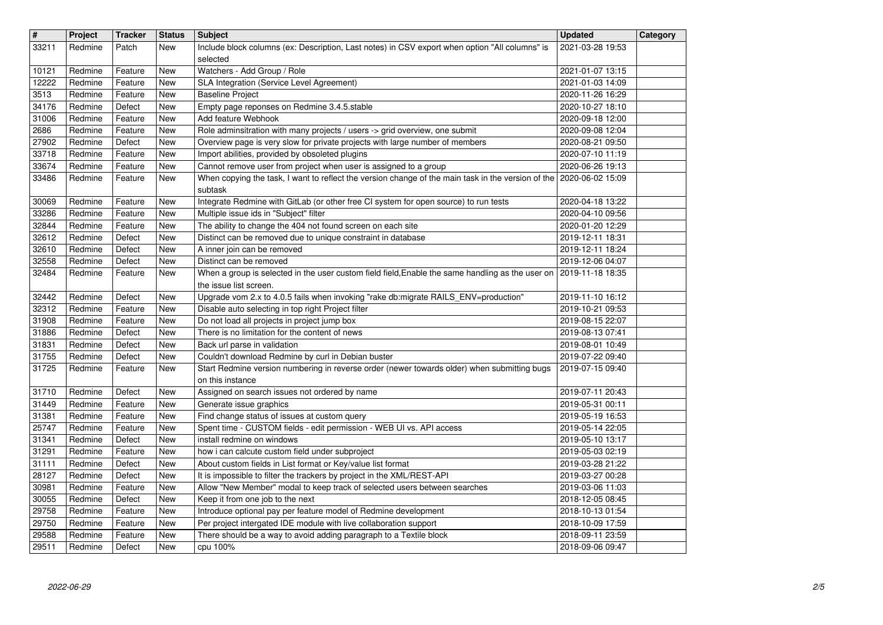| # | Project | Tracker | Status | Subject | Updated | Category |
| --- | --- | --- | --- | --- | --- | --- |
| 33211 | Redmine | Patch | New | Include block columns (ex: Description, Last notes) in CSV export when option "All columns" is selected | 2021-03-28 19:53 | |
| 10121 | Redmine | Feature | New | Watchers - Add Group / Role | 2021-01-07 13:15 | |
| 12222 | Redmine | Feature | New | SLA Integration (Service Level Agreement) | 2021-01-03 14:09 | |
| 3513 | Redmine | Feature | New | Baseline Project | 2020-11-26 16:29 | |
| 34176 | Redmine | Defect | New | Empty page reponses on Redmine 3.4.5.stable | 2020-10-27 18:10 | |
| 31006 | Redmine | Feature | New | Add feature Webhook | 2020-09-18 12:00 | |
| 2686 | Redmine | Feature | New | Role adminsitration with many projects / users -> grid overview, one submit | 2020-09-08 12:04 | |
| 27902 | Redmine | Defect | New | Overview page is very slow for private projects with large number of members | 2020-08-21 09:50 | |
| 33718 | Redmine | Feature | New | Import abilities, provided by obsoleted plugins | 2020-07-10 11:19 | |
| 33674 | Redmine | Feature | New | Cannot remove user from project when user is assigned to a group | 2020-06-26 19:13 | |
| 33486 | Redmine | Feature | New | When copying the task, I want to reflect the version change of the main task in the version of the subtask | 2020-06-02 15:09 | |
| 30069 | Redmine | Feature | New | Integrate Redmine with GitLab (or other free CI system for open source) to run tests | 2020-04-18 13:22 | |
| 33286 | Redmine | Feature | New | Multiple issue ids in "Subject" filter | 2020-04-10 09:56 | |
| 32844 | Redmine | Feature | New | The ability to change the 404 not found screen on each site | 2020-01-20 12:29 | |
| 32612 | Redmine | Defect | New | Distinct can be removed due to unique constraint in database | 2019-12-11 18:31 | |
| 32610 | Redmine | Defect | New | A inner join can be removed | 2019-12-11 18:24 | |
| 32558 | Redmine | Defect | New | Distinct can be removed | 2019-12-06 04:07 | |
| 32484 | Redmine | Feature | New | When a group is selected in the user custom field field,Enable the same handling as the user on the issue list screen. | 2019-11-18 18:35 | |
| 32442 | Redmine | Defect | New | Upgrade vom 2.x to 4.0.5 fails when invoking "rake db:migrate RAILS_ENV=production" | 2019-11-10 16:12 | |
| 32312 | Redmine | Feature | New | Disable auto selecting in top right Project filter | 2019-10-21 09:53 | |
| 31908 | Redmine | Feature | New | Do not load all projects in project jump box | 2019-08-15 22:07 | |
| 31886 | Redmine | Defect | New | There is no limitation for the content of news | 2019-08-13 07:41 | |
| 31831 | Redmine | Defect | New | Back url parse in validation | 2019-08-01 10:49 | |
| 31755 | Redmine | Defect | New | Couldn't download Redmine by curl in Debian buster | 2019-07-22 09:40 | |
| 31725 | Redmine | Feature | New | Start Redmine version numbering in reverse order (newer towards older) when submitting bugs on this instance | 2019-07-15 09:40 | |
| 31710 | Redmine | Defect | New | Assigned on search issues not ordered by name | 2019-07-11 20:43 | |
| 31449 | Redmine | Feature | New | Generate issue graphics | 2019-05-31 00:11 | |
| 31381 | Redmine | Feature | New | Find change status of issues at custom query | 2019-05-19 16:53 | |
| 25747 | Redmine | Feature | New | Spent time - CUSTOM fields - edit permission - WEB UI vs. API access | 2019-05-14 22:05 | |
| 31341 | Redmine | Defect | New | install redmine on windows | 2019-05-10 13:17 | |
| 31291 | Redmine | Feature | New | how i can calcute custom field under subproject | 2019-05-03 02:19 | |
| 31111 | Redmine | Defect | New | About custom fields in List format or Key/value list format | 2019-03-28 21:22 | |
| 28127 | Redmine | Defect | New | It is impossible to filter the trackers by project in the XML/REST-API | 2019-03-27 00:28 | |
| 30981 | Redmine | Feature | New | Allow "New Member" modal to keep track of selected users between searches | 2019-03-06 11:03 | |
| 30055 | Redmine | Defect | New | Keep it from one job to the next | 2018-12-05 08:45 | |
| 29758 | Redmine | Feature | New | Introduce optional pay per feature model of Redmine development | 2018-10-13 01:54 | |
| 29750 | Redmine | Feature | New | Per project intergated IDE module with live collaboration support | 2018-10-09 17:59 | |
| 29588 | Redmine | Feature | New | There should be a way to avoid adding paragraph to a Textile block | 2018-09-11 23:59 | |
| 29511 | Redmine | Defect | New | cpu 100% | 2018-09-06 09:47 | |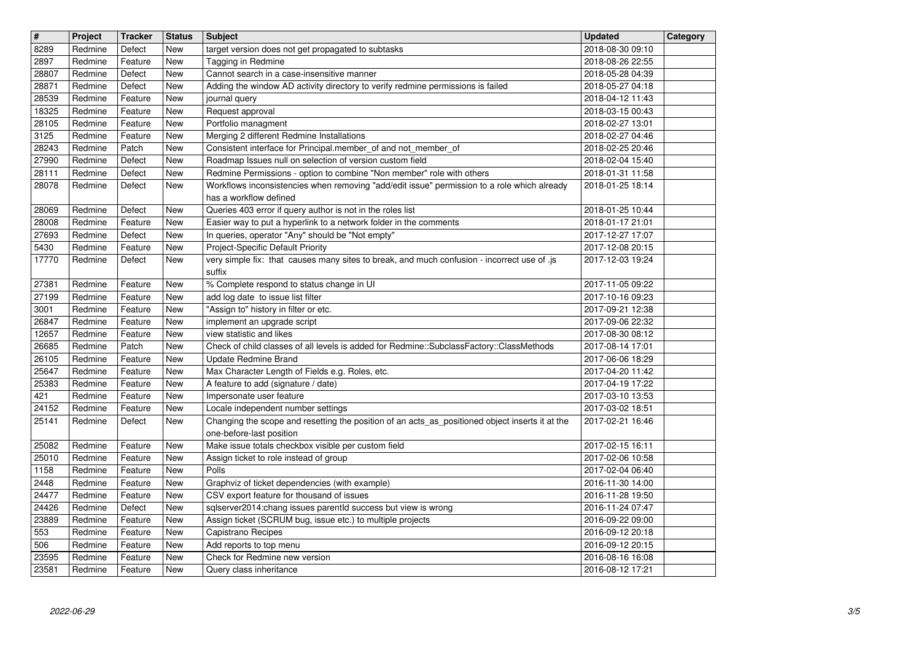| # | Project | Tracker | Status | Subject | Updated | Category |
| --- | --- | --- | --- | --- | --- | --- |
| 8289 | Redmine | Defect | New | target version does not get propagated to subtasks | 2018-08-30 09:10 | |
| 2897 | Redmine | Feature | New | Tagging in Redmine | 2018-08-26 22:55 | |
| 28807 | Redmine | Defect | New | Cannot search in a case-insensitive manner | 2018-05-28 04:39 | |
| 28871 | Redmine | Defect | New | Adding the window AD activity directory to verify redmine permissions is failed | 2018-05-27 04:18 | |
| 28539 | Redmine | Feature | New | journal query | 2018-04-12 11:43 | |
| 18325 | Redmine | Feature | New | Request approval | 2018-03-15 00:43 | |
| 28105 | Redmine | Feature | New | Portfolio managment | 2018-02-27 13:01 | |
| 3125 | Redmine | Feature | New | Merging 2 different Redmine Installations | 2018-02-27 04:46 | |
| 28243 | Redmine | Patch | New | Consistent interface for Principal.member_of and not_member_of | 2018-02-25 20:46 | |
| 27990 | Redmine | Defect | New | Roadmap Issues null on selection of version custom field | 2018-02-04 15:40 | |
| 28111 | Redmine | Defect | New | Redmine Permissions - option to combine "Non member" role with others | 2018-01-31 11:58 | |
| 28078 | Redmine | Defect | New | Workflows inconsistencies when removing "add/edit issue" permission to a role which already has a workflow defined | 2018-01-25 18:14 | |
| 28069 | Redmine | Defect | New | Queries 403 error if query author is not in the roles list | 2018-01-25 10:44 | |
| 28008 | Redmine | Feature | New | Easier way to put a hyperlink to a network folder in the comments | 2018-01-17 21:01 | |
| 27693 | Redmine | Defect | New | In queries, operator "Any" should be "Not empty" | 2017-12-27 17:07 | |
| 5430 | Redmine | Feature | New | Project-Specific Default Priority | 2017-12-08 20:15 | |
| 17770 | Redmine | Defect | New | very simple fix: that causes many sites to break, and much confusion - incorrect use of .js suffix | 2017-12-03 19:24 | |
| 27381 | Redmine | Feature | New | % Complete respond to status change in UI | 2017-11-05 09:22 | |
| 27199 | Redmine | Feature | New | add log date to issue list filter | 2017-10-16 09:23 | |
| 3001 | Redmine | Feature | New | "Assign to" history in filter or etc. | 2017-09-21 12:38 | |
| 26847 | Redmine | Feature | New | implement an upgrade script | 2017-09-06 22:32 | |
| 12657 | Redmine | Feature | New | view statistic and likes | 2017-08-30 08:12 | |
| 26685 | Redmine | Patch | New | Check of child classes of all levels is added for Redmine::SubclassFactory::ClassMethods | 2017-08-14 17:01 | |
| 26105 | Redmine | Feature | New | Update Redmine Brand | 2017-06-06 18:29 | |
| 25647 | Redmine | Feature | New | Max Character Length of Fields e.g. Roles, etc. | 2017-04-20 11:42 | |
| 25383 | Redmine | Feature | New | A feature to add (signature / date) | 2017-04-19 17:22 | |
| 421 | Redmine | Feature | New | Impersonate user feature | 2017-03-10 13:53 | |
| 24152 | Redmine | Feature | New | Locale independent number settings | 2017-03-02 18:51 | |
| 25141 | Redmine | Defect | New | Changing the scope and resetting the position of an acts_as_positioned object inserts it at the one-before-last position | 2017-02-21 16:46 | |
| 25082 | Redmine | Feature | New | Make issue totals checkbox visible per custom field | 2017-02-15 16:11 | |
| 25010 | Redmine | Feature | New | Assign ticket to role instead of group | 2017-02-06 10:58 | |
| 1158 | Redmine | Feature | New | Polls | 2017-02-04 06:40 | |
| 2448 | Redmine | Feature | New | Graphviz of ticket dependencies (with example) | 2016-11-30 14:00 | |
| 24477 | Redmine | Feature | New | CSV export feature for thousand of issues | 2016-11-28 19:50 | |
| 24426 | Redmine | Defect | New | sqlserver2014:chang issues parentId success but view is wrong | 2016-11-24 07:47 | |
| 23889 | Redmine | Feature | New | Assign ticket (SCRUM bug, issue etc.) to multiple projects | 2016-09-22 09:00 | |
| 553 | Redmine | Feature | New | Capistrano Recipes | 2016-09-12 20:18 | |
| 506 | Redmine | Feature | New | Add reports to top menu | 2016-09-12 20:15 | |
| 23595 | Redmine | Feature | New | Check for Redmine new version | 2016-08-16 16:08 | |
| 23581 | Redmine | Feature | New | Query class inheritance | 2016-08-12 17:21 | |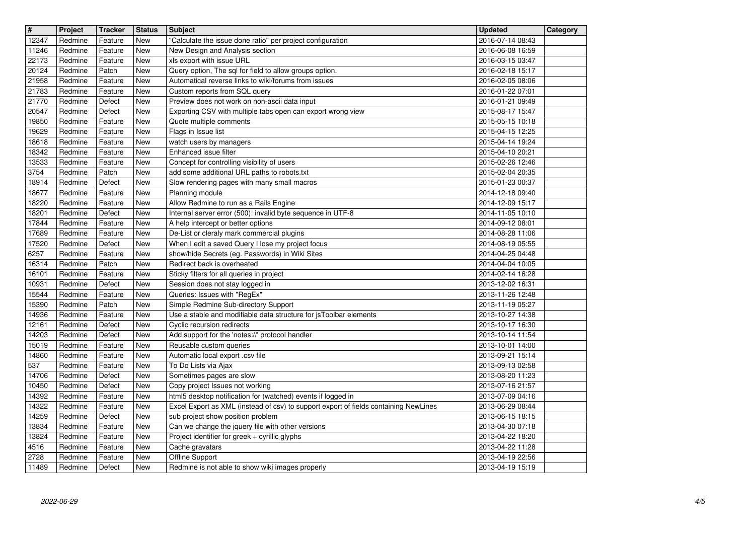| # | Project | Tracker | Status | Subject | Updated | Category |
| --- | --- | --- | --- | --- | --- | --- |
| 12347 | Redmine | Feature | New | "Calculate the issue done ratio" per project configuration | 2016-07-14 08:43 | |
| 11246 | Redmine | Feature | New | New Design and Analysis section | 2016-06-08 16:59 | |
| 22173 | Redmine | Feature | New | xls export with issue URL | 2016-03-15 03:47 | |
| 20124 | Redmine | Patch | New | Query option, The sql for field to allow groups option. | 2016-02-18 15:17 | |
| 21958 | Redmine | Feature | New | Automatical reverse links to wiki/forums from issues | 2016-02-05 08:06 | |
| 21783 | Redmine | Feature | New | Custom reports from SQL query | 2016-01-22 07:01 | |
| 21770 | Redmine | Defect | New | Preview does not work on non-ascii data input | 2016-01-21 09:49 | |
| 20547 | Redmine | Defect | New | Exporting CSV with multiple tabs open can export wrong view | 2015-08-17 15:47 | |
| 19850 | Redmine | Feature | New | Quote multiple comments | 2015-05-15 10:18 | |
| 19629 | Redmine | Feature | New | Flags in Issue list | 2015-04-15 12:25 | |
| 18618 | Redmine | Feature | New | watch users by managers | 2015-04-14 19:24 | |
| 18342 | Redmine | Feature | New | Enhanced issue filter | 2015-04-10 20:21 | |
| 13533 | Redmine | Feature | New | Concept for controlling visibility of users | 2015-02-26 12:46 | |
| 3754 | Redmine | Patch | New | add some additional URL paths to robots.txt | 2015-02-04 20:35 | |
| 18914 | Redmine | Defect | New | Slow rendering pages with many small macros | 2015-01-23 00:37 | |
| 18677 | Redmine | Feature | New | Planning module | 2014-12-18 09:40 | |
| 18220 | Redmine | Feature | New | Allow Redmine to run as a Rails Engine | 2014-12-09 15:17 | |
| 18201 | Redmine | Defect | New | Internal server error (500): invalid byte sequence in UTF-8 | 2014-11-05 10:10 | |
| 17844 | Redmine | Feature | New | A help intercept or better options | 2014-09-12 08:01 | |
| 17689 | Redmine | Feature | New | De-List or cleraly mark commercial plugins | 2014-08-28 11:06 | |
| 17520 | Redmine | Defect | New | When I edit a saved Query I lose my project focus | 2014-08-19 05:55 | |
| 6257 | Redmine | Feature | New | show/hide Secrets (eg. Passwords) in Wiki Sites | 2014-04-25 04:48 | |
| 16314 | Redmine | Patch | New | Redirect back is overheated | 2014-04-04 10:05 | |
| 16101 | Redmine | Feature | New | Sticky filters for all queries in project | 2014-02-14 16:28 | |
| 10931 | Redmine | Defect | New | Session does not stay logged in | 2013-12-02 16:31 | |
| 15544 | Redmine | Feature | New | Queries: Issues with "RegEx" | 2013-11-26 12:48 | |
| 15390 | Redmine | Patch | New | Simple Redmine Sub-directory Support | 2013-11-19 05:27 | |
| 14936 | Redmine | Feature | New | Use a stable and modifiable data structure for jsToolbar elements | 2013-10-27 14:38 | |
| 12161 | Redmine | Defect | New | Cyclic recursion redirects | 2013-10-17 16:30 | |
| 14203 | Redmine | Defect | New | Add support for the 'notes://' protocol handler | 2013-10-14 11:54 | |
| 15019 | Redmine | Feature | New | Reusable custom queries | 2013-10-01 14:00 | |
| 14860 | Redmine | Feature | New | Automatic local export .csv file | 2013-09-21 15:14 | |
| 537 | Redmine | Feature | New | To Do Lists via Ajax | 2013-09-13 02:58 | |
| 14706 | Redmine | Defect | New | Sometimes pages are slow | 2013-08-20 11:23 | |
| 10450 | Redmine | Defect | New | Copy project Issues not working | 2013-07-16 21:57 | |
| 14392 | Redmine | Feature | New | html5 desktop notification for (watched) events if logged in | 2013-07-09 04:16 | |
| 14322 | Redmine | Feature | New | Excel Export as XML (instead of csv) to support export of fields containing NewLines | 2013-06-29 08:44 | |
| 14259 | Redmine | Defect | New | sub project show position problem | 2013-06-15 18:15 | |
| 13834 | Redmine | Feature | New | Can we change the jquery file with other versions | 2013-04-30 07:18 | |
| 13824 | Redmine | Feature | New | Project identifier for greek + cyrillic glyphs | 2013-04-22 18:20 | |
| 4516 | Redmine | Feature | New | Cache gravatars | 2013-04-22 11:28 | |
| 2728 | Redmine | Feature | New | Offline Support | 2013-04-19 22:56 | |
| 11489 | Redmine | Defect | New | Redmine is not able to show wiki images properly | 2013-04-19 15:19 | |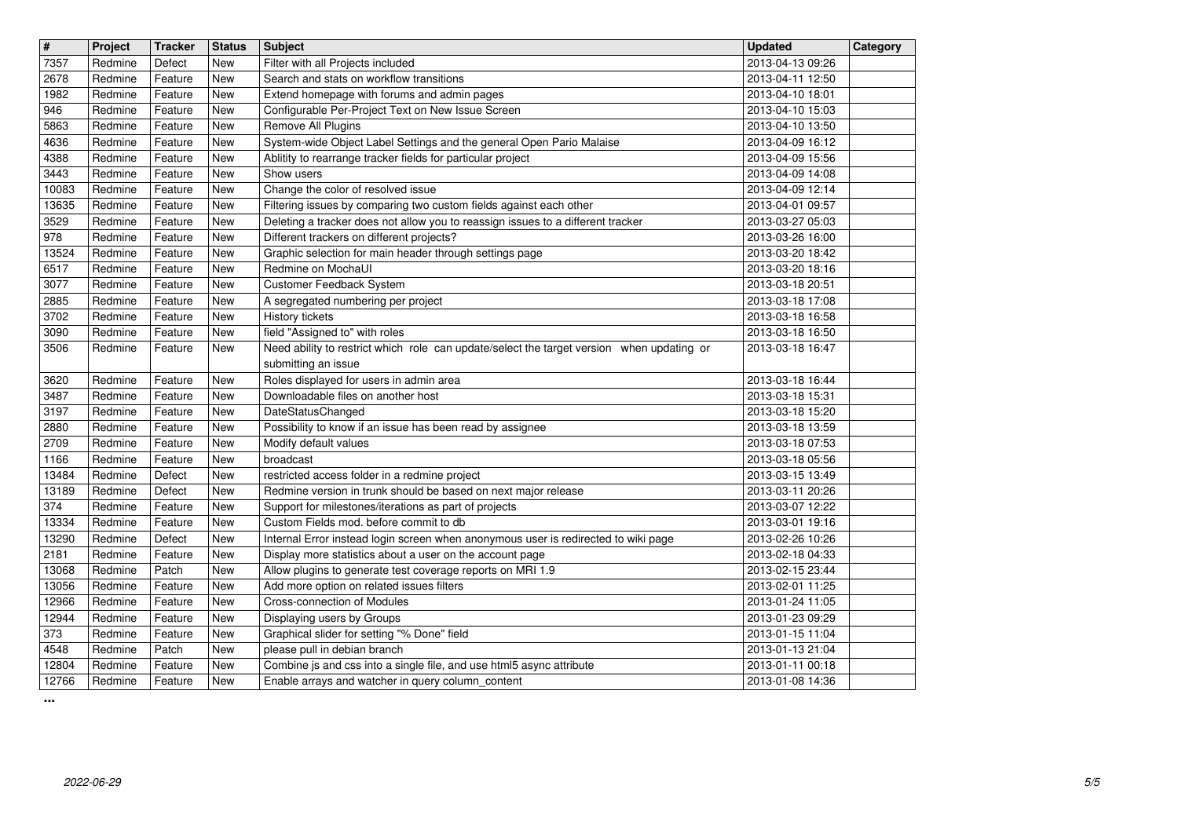| # | Project | Tracker | Status | Subject | Updated | Category |
|---|---|---|---|---|---|---|
| 7357 | Redmine | Defect | New | Filter with all Projects included | 2013-04-13 09:26 | |
| 2678 | Redmine | Feature | New | Search and stats on workflow transitions | 2013-04-11 12:50 | |
| 1982 | Redmine | Feature | New | Extend homepage with forums and admin pages | 2013-04-10 18:01 | |
| 946 | Redmine | Feature | New | Configurable Per-Project Text on New Issue Screen | 2013-04-10 15:03 | |
| 5863 | Redmine | Feature | New | Remove All Plugins | 2013-04-10 13:50 | |
| 4636 | Redmine | Feature | New | System-wide Object Label Settings and the general Open Pario Malaise | 2013-04-09 16:12 | |
| 4388 | Redmine | Feature | New | Ablitity to rearrange tracker fields for particular project | 2013-04-09 15:56 | |
| 3443 | Redmine | Feature | New | Show users | 2013-04-09 14:08 | |
| 10083 | Redmine | Feature | New | Change the color of resolved issue | 2013-04-09 12:14 | |
| 13635 | Redmine | Feature | New | Filtering issues by comparing two custom fields against each other | 2013-04-01 09:57 | |
| 3529 | Redmine | Feature | New | Deleting a tracker does not allow you to reassign issues to a different tracker | 2013-03-27 05:03 | |
| 978 | Redmine | Feature | New | Different trackers on different projects? | 2013-03-26 16:00 | |
| 13524 | Redmine | Feature | New | Graphic selection for main header through settings page | 2013-03-20 18:42 | |
| 6517 | Redmine | Feature | New | Redmine on MochaUI | 2013-03-20 18:16 | |
| 3077 | Redmine | Feature | New | Customer Feedback System | 2013-03-18 20:51 | |
| 2885 | Redmine | Feature | New | A segregated numbering per project | 2013-03-18 17:08 | |
| 3702 | Redmine | Feature | New | History tickets | 2013-03-18 16:58 | |
| 3090 | Redmine | Feature | New | field "Assigned to" with roles | 2013-03-18 16:50 | |
| 3506 | Redmine | Feature | New | Need ability to restrict which role can update/select the target version when updating or submitting an issue | 2013-03-18 16:47 | |
| 3620 | Redmine | Feature | New | Roles displayed for users in admin area | 2013-03-18 16:44 | |
| 3487 | Redmine | Feature | New | Downloadable files on another host | 2013-03-18 15:31 | |
| 3197 | Redmine | Feature | New | DateStatusChanged | 2013-03-18 15:20 | |
| 2880 | Redmine | Feature | New | Possibility to know if an issue has been read by assignee | 2013-03-18 13:59 | |
| 2709 | Redmine | Feature | New | Modify default values | 2013-03-18 07:53 | |
| 1166 | Redmine | Feature | New | broadcast | 2013-03-18 05:56 | |
| 13484 | Redmine | Defect | New | restricted access folder in a redmine project | 2013-03-15 13:49 | |
| 13189 | Redmine | Defect | New | Redmine version in trunk should be based on next major release | 2013-03-11 20:26 | |
| 374 | Redmine | Feature | New | Support for milestones/iterations as part of projects | 2013-03-07 12:22 | |
| 13334 | Redmine | Feature | New | Custom Fields mod. before commit to db | 2013-03-01 19:16 | |
| 13290 | Redmine | Defect | New | Internal Error instead login screen when anonymous user is redirected to wiki page | 2013-02-26 10:26 | |
| 2181 | Redmine | Feature | New | Display more statistics about a user on the account page | 2013-02-18 04:33 | |
| 13068 | Redmine | Patch | New | Allow plugins to generate test coverage reports on MRI 1.9 | 2013-02-15 23:44 | |
| 13056 | Redmine | Feature | New | Add more option on related issues filters | 2013-02-01 11:25 | |
| 12966 | Redmine | Feature | New | Cross-connection of Modules | 2013-01-24 11:05 | |
| 12944 | Redmine | Feature | New | Displaying users by Groups | 2013-01-23 09:29 | |
| 373 | Redmine | Feature | New | Graphical slider for setting "% Done" field | 2013-01-15 11:04 | |
| 4548 | Redmine | Patch | New | please pull in debian branch | 2013-01-13 21:04 | |
| 12804 | Redmine | Feature | New | Combine js and css into a single file, and use html5 async attribute | 2013-01-11 00:18 | |
| 12766 | Redmine | Feature | New | Enable arrays and watcher in query column_content | 2013-01-08 14:36 | |

...